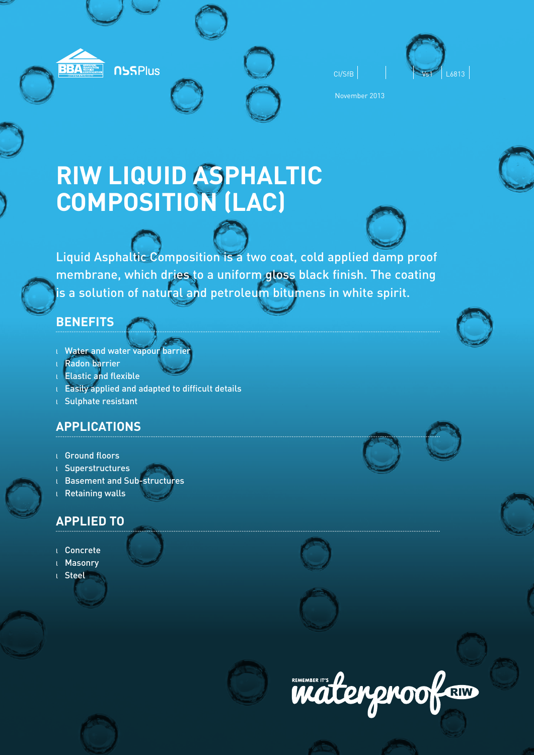CI/SfB | | Vs1 | L6813 |

November 2013

# RIW LIQUID ASPHALTIC COMPOSITION (LAC)

Liquid Asphaltic Composition is a two coat, cold applied damp proof membrane, which dries to a uniform gloss black finish. The coating is a solution of natural and petroleum bitumens in white spirit.

## BENEFITS

- Water and water vapour barrier
- Radon barrier
- Elastic and flexible
- Easily applied and adapted to difficult details
- Sulphate resistant

## APPLICATIONS

- Ground floors
- Superstructures
- Basement and Sub-structures
- Retaining walls

## APPLIED TO

- Concrete
- Masonry
- Steel

REMEMBER IT'S waterproof RIW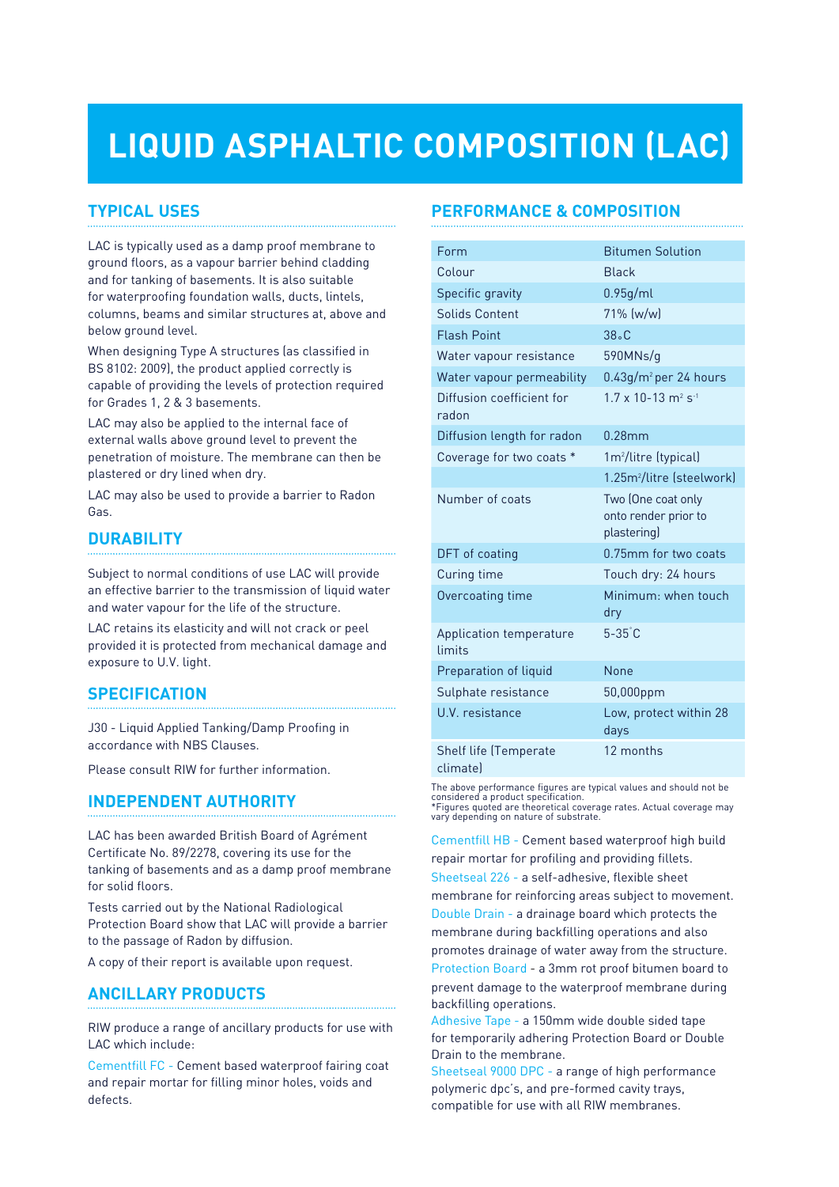# LIQUID ASPHALTIC COMPOSITION (LAC)

## TYPICAL USES

LAC is typically used as a damp proof membrane to ground floors, as a vapour barrier behind cladding and for tanking of basements. It is also suitable for waterproofing foundation walls, ducts, lintels, columns, beams and similar structures at, above and below ground level.

When designing Type A structures (as classified in BS 8102: 2009), the product applied correctly is capable of providing the levels of protection required for Grades 1, 2 & 3 basements.

LAC may also be applied to the internal face of external walls above ground level to prevent the penetration of moisture. The membrane can then be plastered or dry lined when dry.

LAC may also be used to provide a barrier to Radon Gas.

## DURABILITY

Subject to normal conditions of use LAC will provide an effective barrier to the transmission of liquid water and water vapour for the life of the structure.

LAC retains its elasticity and will not crack or peel provided it is protected from mechanical damage and exposure to U.V. light.

## SPECIFICATION

J30 - Liquid Applied Tanking/Damp Proofing in accordance with NBS Clauses.

Please consult RIW for further information.

## INDEPENDENT AUTHORITY

LAC has been awarded British Board of Agrément Certificate No. 89/2278, covering its use for the tanking of basements and as a damp proof membrane for solid floors.

Tests carried out by the National Radiological Protection Board show that LAC will provide a barrier to the passage of Radon by diffusion.

A copy of their report is available upon request.

## ANCILLARY PRODUCTS

RIW produce a range of ancillary products for use with LAC which include:

Cementfill FC - Cement based waterproof fairing coat and repair mortar for filling minor holes, voids and defects.

Cementfill HB - Cement based waterproof high build repair mortar for profiling and providing fillets.

Sheetseal 226 - a self-adhesive, flexible sheet membrane for reinforcing areas subject to movement.

Double Drain - a drainage board which protects the membrane during backfilling operations and also promotes drainage of water away from the structure.

Protection Board - a 3mm rot proof bitumen board to prevent damage to the waterproof membrane during backfilling operations.

Adhesive Tape - a 150mm wide double sided tape for temporarily adhering Protection Board or Double Drain to the membrane.

Sheetseal 9000 DPC - a range of high performance polymeric dpc's, and pre-formed cavity trays, compatible for use with all RIW membranes.

## PERFORMANCE & COMPOSITION

| Property | Value |
|---|---|
| Form | Bitumen Solution |
| Colour | Black |
| Specific gravity | 0.95g/ml |
| Solids Content | 71% (w/w) |
| Flash Point | 38°C |
| Water vapour resistance | 590MNs/g |
| Water vapour permeability | 0.43g/$m^2$ per 24 hours |
| Diffusion coefficient for radon | $1.7 \times 10^{-13}$ $m^2$ $s^{-1}$ |
| Diffusion length for radon | 0.28mm |
| Coverage for two coats * | 1$m^2$/litre (typical) |
| | 1.25$m^2$/litre (steelwork) |
| Number of coats | Two (One coat only onto render prior to plastering) |
| DFT of coating | 0.75mm for two coats |
| Curing time | Touch dry: 24 hours |
| Overcoating time | Minimum: when touch dry |
| Application temperature limits | 5-35°C |
| Preparation of liquid | None |
| Sulphate resistance | 50,000ppm |
| U.V. resistance | Low, protect within 28 days |
| Shelf life (Temperate climate) | 12 months |

The above performance figures are typical values and should not be considered a product specification.
*Figures quoted are theoretical coverage rates. Actual coverage may vary depending on nature of substrate.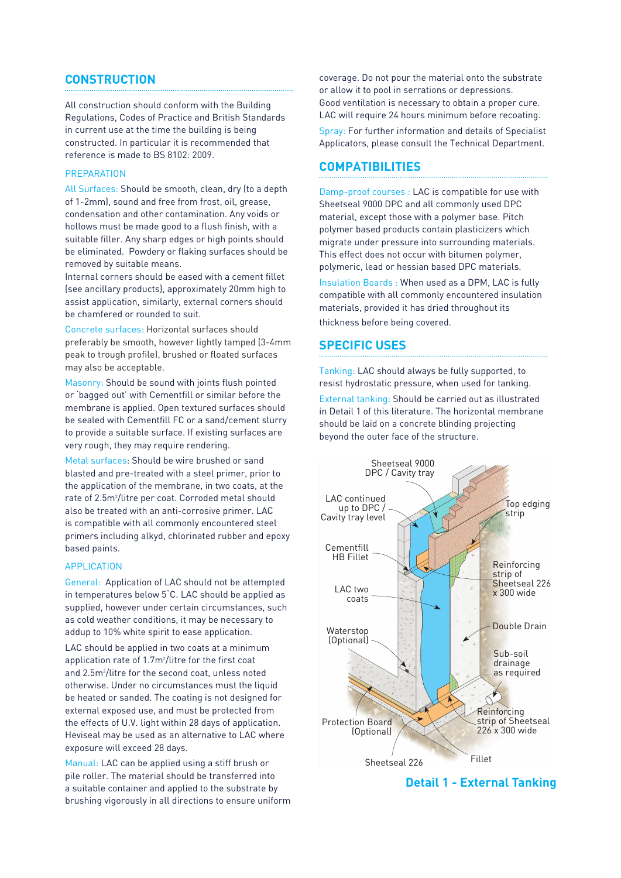## CONSTRUCTION

All construction should conform with the Building Regulations, Codes of Practice and British Standards in current use at the time the building is being constructed. In particular it is recommended that reference is made to BS 8102: 2009.

### PREPARATION

All Surfaces: Should be smooth, clean, dry (to a depth of 1-2mm), sound and free from frost, oil, grease, condensation and other contamination. Any voids or hollows must be made good to a flush finish, with a suitable filler. Any sharp edges or high points should be eliminated. Powdery or flaking surfaces should be removed by suitable means.
Internal corners should be eased with a cement fillet (see ancillary products), approximately 20mm high to assist application, similarly, external corners should be chamfered or rounded to suit.

Concrete surfaces: Horizontal surfaces should preferably be smooth, however lightly tamped (3-4mm peak to trough profile), brushed or floated surfaces may also be acceptable.

Masonry: Should be sound with joints flush pointed or 'bagged out' with Cementfill or similar before the membrane is applied. Open textured surfaces should be sealed with Cementfill FC or a sand/cement slurry to provide a suitable surface. If existing surfaces are very rough, they may require rendering.

Metal surfaces: Should be wire brushed or sand blasted and pre-treated with a steel primer, prior to the application of the membrane, in two coats, at the rate of 2.5m²/litre per coat. Corroded metal should also be treated with an anti-corrosive primer. LAC is compatible with all commonly encountered steel primers including alkyd, chlorinated rubber and epoxy based paints.

### APPLICATION

General: Application of LAC should not be attempted in temperatures below 5˚C. LAC should be applied as supplied, however under certain circumstances, such as cold weather conditions, it may be necessary to addup to 10% white spirit to ease application.

LAC should be applied in two coats at a minimum application rate of 1.7m²/litre for the first coat and 2.5m²/litre for the second coat, unless noted otherwise. Under no circumstances must the liquid be heated or sanded. The coating is not designed for external exposed use, and must be protected from the effects of U.V. light within 28 days of application. Heviseal may be used as an alternative to LAC where exposure will exceed 28 days.

Manual: LAC can be applied using a stiff brush or pile roller. The material should be transferred into a suitable container and applied to the substrate by brushing vigorously in all directions to ensure uniform coverage. Do not pour the material onto the substrate or allow it to pool in serrations or depressions.
Good ventilation is necessary to obtain a proper cure. LAC will require 24 hours minimum before recoating.

Spray: For further information and details of Specialist Applicators, please consult the Technical Department.

## COMPATIBILITIES

Damp-proof courses : LAC is compatible for use with Sheetseal 9000 DPC and all commonly used DPC material, except those with a polymer base. Pitch polymer based products contain plasticizers which migrate under pressure into surrounding materials. This effect does not occur with bitumen polymer, polymeric, lead or hessian based DPC materials.

Insulation Boards : When used as a DPM, LAC is fully compatible with all commonly encountered insulation materials, provided it has dried throughout its thickness before being covered.

## SPECIFIC USES

Tanking: LAC should always be fully supported, to resist hydrostatic pressure, when used for tanking.

External tanking: Should be carried out as illustrated in Detail 1 of this literature. The horizontal membrane should be laid on a concrete blinding projecting beyond the outer face of the structure.

Sheetseal 9000 DPC / Cavity tray

LAC continued up to DPC / Cavity tray level

Top edging strip

Cementfill HB Fillet

Reinforcing strip of Sheetseal 226 x 300 wide

LAC two coats

Double Drain

Waterstop (Optional)

Sub-soil drainage as required

Reinforcing strip of Sheetseal 226 x 300 wide

Protection Board (Optional)

Fillet

Sheetseal 226

**Detail 1 - External Tanking**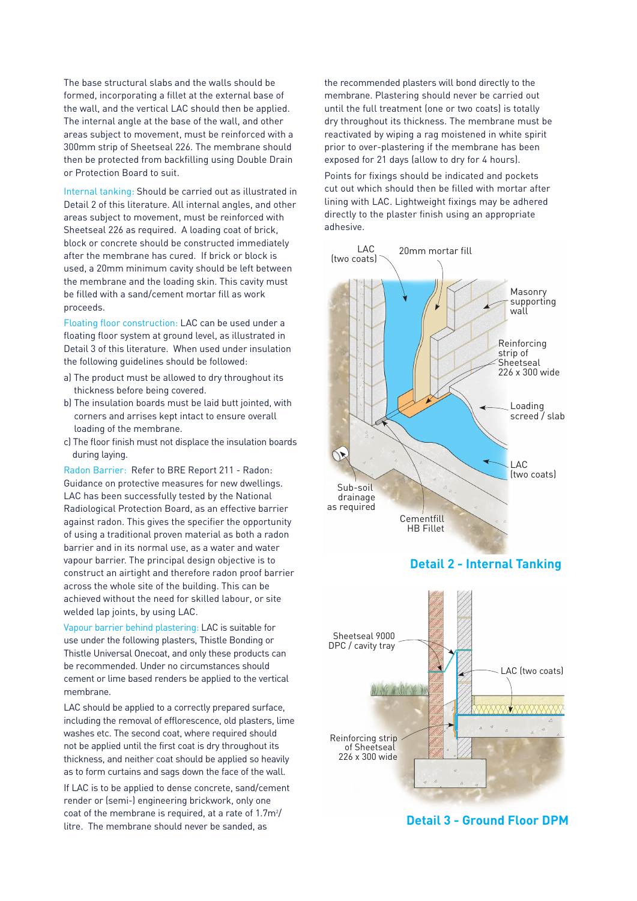The base structural slabs and the walls should be formed, incorporating a fillet at the external base of the wall, and the vertical LAC should then be applied. The internal angle at the base of the wall, and other areas subject to movement, must be reinforced with a 300mm strip of Sheetseal 226. The membrane should then be protected from backfilling using Double Drain or Protection Board to suit.

**Internal tanking:** Should be carried out as illustrated in Detail 2 of this literature. All internal angles, and other areas subject to movement, must be reinforced with Sheetseal 226 as required. A loading coat of brick, block or concrete should be constructed immediately after the membrane has cured. If brick or block is used, a 20mm minimum cavity should be left between the membrane and the loading skin. This cavity must be filled with a sand/cement mortar fill as work proceeds.

**Floating floor construction:** LAC can be used under a floating floor system at ground level, as illustrated in Detail 3 of this literature. When used under insulation the following guidelines should be followed:

a) The product must be allowed to dry throughout its thickness before being covered.

b) The insulation boards must be laid butt jointed, with corners and arrises kept intact to ensure overall loading of the membrane.

c) The floor finish must not displace the insulation boards during laying.

**Radon Barrier:** Refer to BRE Report 211 - Radon: Guidance on protective measures for new dwellings. LAC has been successfully tested by the National Radiological Protection Board, as an effective barrier against radon. This gives the specifier the opportunity of using a traditional proven material as both a radon barrier and in its normal use, as a water and water vapour barrier. The principal design objective is to construct an airtight and therefore radon proof barrier across the whole site of the building. This can be achieved without the need for skilled labour, or site welded lap joints, by using LAC.

**Vapour barrier behind plastering:** LAC is suitable for use under the following plasters, Thistle Bonding or Thistle Universal Onecoat, and only these products can be recommended. Under no circumstances should cement or lime based renders be applied to the vertical membrane.

LAC should be applied to a correctly prepared surface, including the removal of efflorescence, old plasters, lime washes etc. The second coat, where required should not be applied until the first coat is dry throughout its thickness, and neither coat should be applied so heavily as to form curtains and sags down the face of the wall.

If LAC is to be applied to dense concrete, sand/cement render or (semi-) engineering brickwork, only one coat of the membrane is required, at a rate of 1.7m²/litre. The membrane should never be sanded, as the recommended plasters will bond directly to the membrane. Plastering should never be carried out until the full treatment (one or two coats) is totally dry throughout its thickness. The membrane must be reactivated by wiping a rag moistened in white spirit prior to over-plastering if the membrane has been exposed for 21 days (allow to dry for 4 hours).

Points for fixings should be indicated and pockets cut out which should then be filled with mortar after lining with LAC. Lightweight fixings may be adhered directly to the plaster finish using an appropriate adhesive.

LAC (two coats) | 20mm mortar fill | Masonry supporting wall | Reinforcing strip of Sheetseal 226 x 300 wide | Loading screed / slab | LAC (two coats) | Sub-soil drainage as required | Cementfill HB Fillet

**Detail 2 - Internal Tanking**

Sheetseal 9000 DPC / cavity tray | LAC (two coats) | Reinforcing strip of Sheetseal 226 x 300 wide

**Detail 3 - Ground Floor DPM**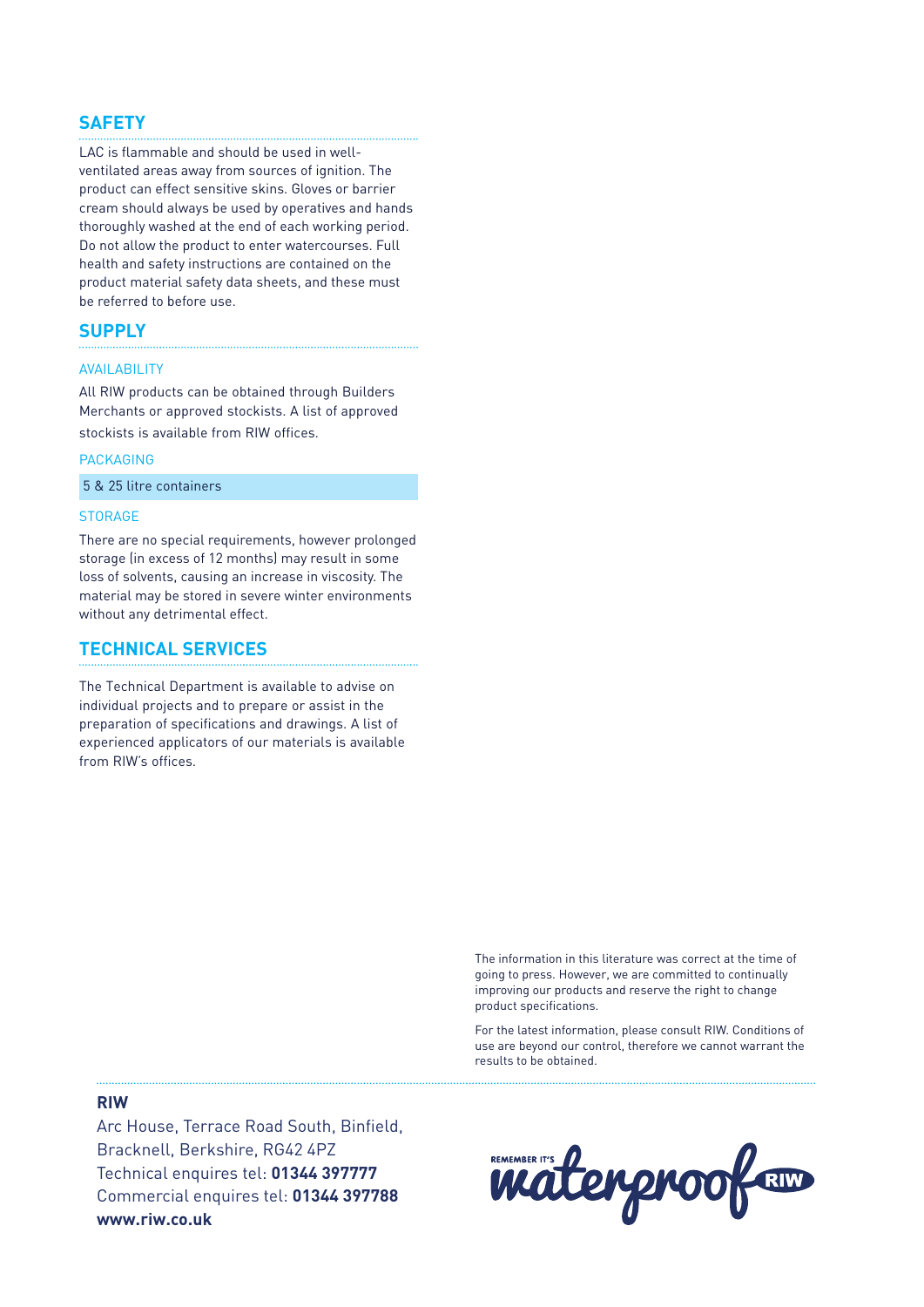## SAFETY

LAC is flammable and should be used in well-ventilated areas away from sources of ignition. The product can effect sensitive skins. Gloves or barrier cream should always be used by operatives and hands thoroughly washed at the end of each working period. Do not allow the product to enter watercourses. Full health and safety instructions are contained on the product material safety data sheets, and these must be referred to before use.

## SUPPLY

### AVAILABILITY

All RIW products can be obtained through Builders Merchants or approved stockists. A list of approved stockists is available from RIW offices.

### PACKAGING

5 & 25 litre containers

### STORAGE

There are no special requirements, however prolonged storage (in excess of 12 months) may result in some loss of solvents, causing an increase in viscosity. The material may be stored in severe winter environments without any detrimental effect.

## TECHNICAL SERVICES

The Technical Department is available to advise on individual projects and to prepare or assist in the preparation of specifications and drawings. A list of experienced applicators of our materials is available from RIW's offices.

The information in this literature was correct at the time of going to press. However, we are committed to continually improving our products and reserve the right to change product specifications.

For the latest information, please consult RIW. Conditions of use are beyond our control, therefore we cannot warrant the results to be obtained.

**RIW**

Arc House, Terrace Road South, Binfield, Bracknell, Berkshire, RG42 4PZ
Technical enquires tel: **01344 397777**
Commercial enquires tel: **01344 397788**
**www.riw.co.uk**

REMEMBER IT'S waterproof RIW